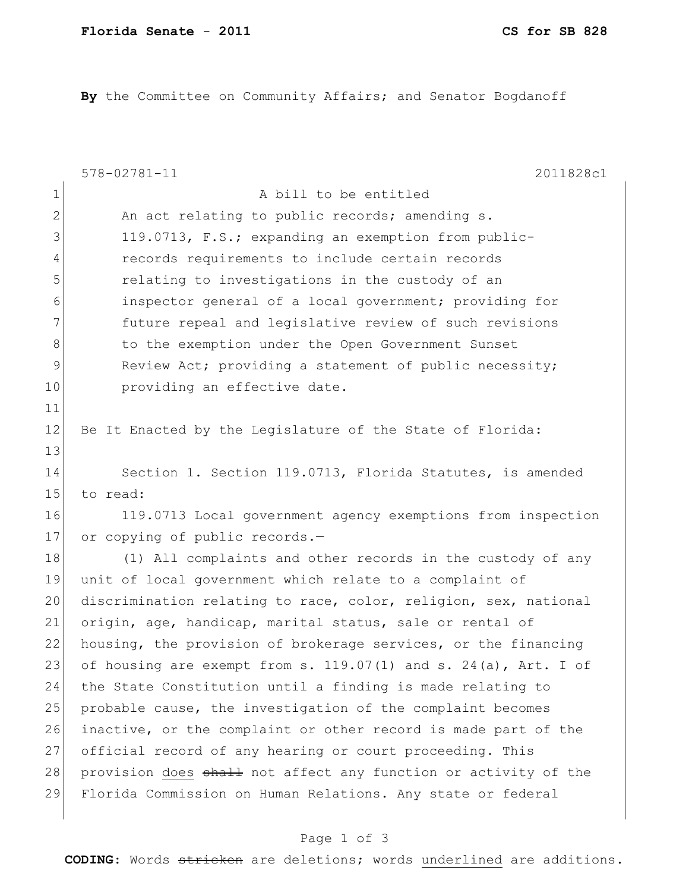**By** the Committee on Community Affairs; and Senator Bogdanoff

578-02781-11 2011828c1

A bill to be entitled

An act relating to public records; amending s. 119.0713, F.S.; expanding an exemption from public-records requirements to include certain records relating to investigations in the custody of an inspector general of a local government; providing for future repeal and legislative review of such revisions to the exemption under the Open Government Sunset Review Act; providing a statement of public necessity; providing an effective date.

Be It Enacted by the Legislature of the State of Florida:

Section 1. Section 119.0713, Florida Statutes, is amended to read:

119.0713 Local government agency exemptions from inspection or copying of public records.—

(1) All complaints and other records in the custody of any unit of local government which relate to a complaint of discrimination relating to race, color, religion, sex, national origin, age, handicap, marital status, sale or rental of housing, the provision of brokerage services, or the financing of housing are exempt from s. 119.07(1) and s. 24(a), Art. I of the State Constitution until a finding is made relating to probable cause, the investigation of the complaint becomes inactive, or the complaint or other record is made part of the official record of any hearing or court proceeding. This provision <u>does</u> ~~shall~~ not affect any function or activity of the Florida Commission on Human Relations. Any state or federal

**CODING:** Words ~~stricken~~ are deletions; words <u>underlined</u> are additions.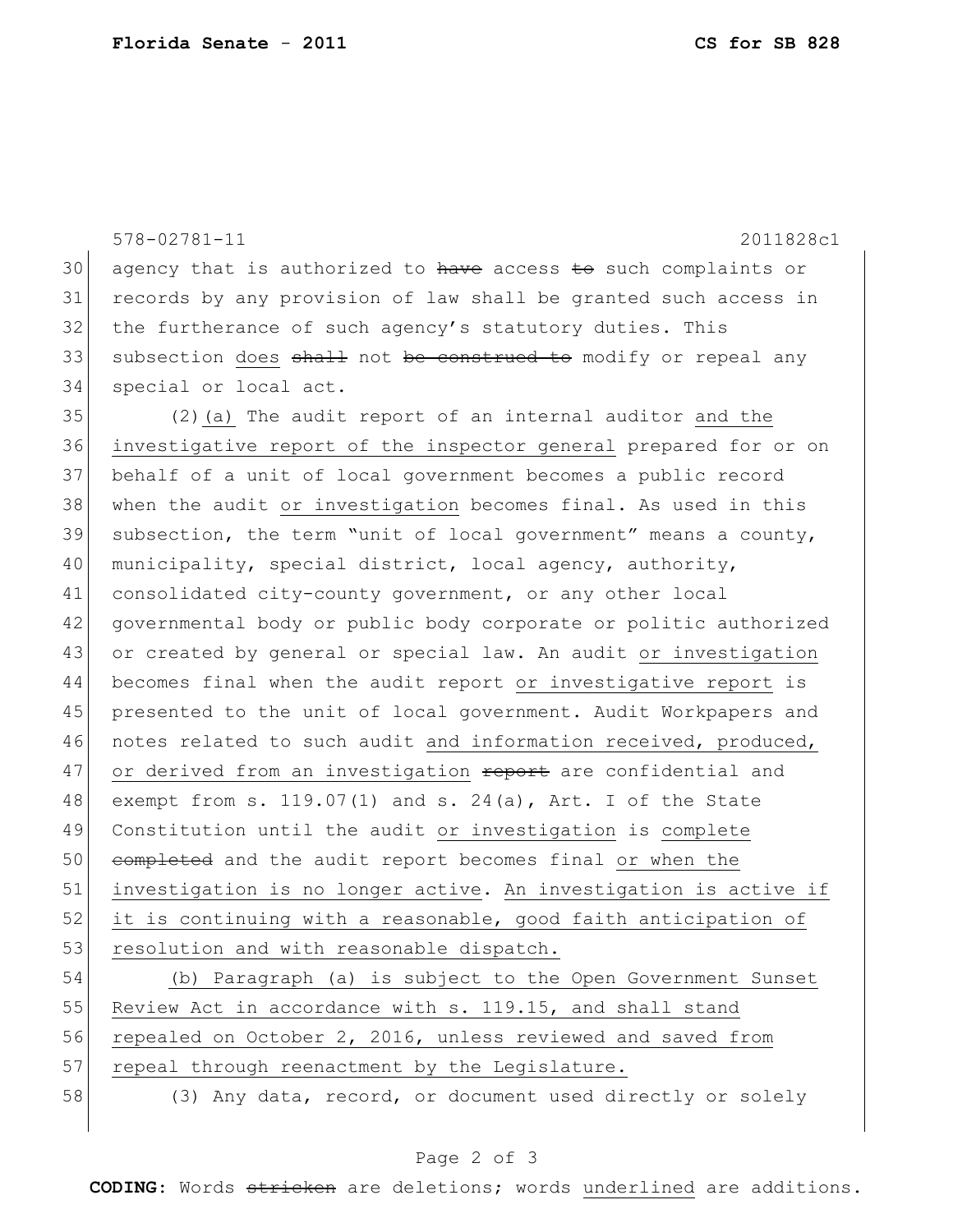agency that is authorized to ~~have~~ access ~~to~~ such complaints or records by any provision of law shall be granted such access in the furtherance of such agency's statutory duties. This subsection does ~~shall~~ not ~~be construed to~~ modify or repeal any special or local act.

(2)(a) The audit report of an internal auditor and the investigative report of the inspector general prepared for or on behalf of a unit of local government becomes a public record when the audit or investigation becomes final. As used in this subsection, the term "unit of local government" means a county, municipality, special district, local agency, authority, consolidated city-county government, or any other local governmental body or public body corporate or politic authorized or created by general or special law. An audit or investigation becomes final when the audit report or investigative report is presented to the unit of local government. Audit Workpapers and notes related to such audit and information received, produced, or derived from an investigation ~~report~~ are confidential and exempt from s. 119.07(1) and s. 24(a), Art. I of the State Constitution until the audit or investigation is complete ~~completed~~ and the audit report becomes final or when the investigation is no longer active. An investigation is active if it is continuing with a reasonable, good faith anticipation of resolution and with reasonable dispatch.

(b) Paragraph (a) is subject to the Open Government Sunset Review Act in accordance with s. 119.15, and shall stand repealed on October 2, 2016, unless reviewed and saved from repeal through reenactment by the Legislature.

(3) Any data, record, or document used directly or solely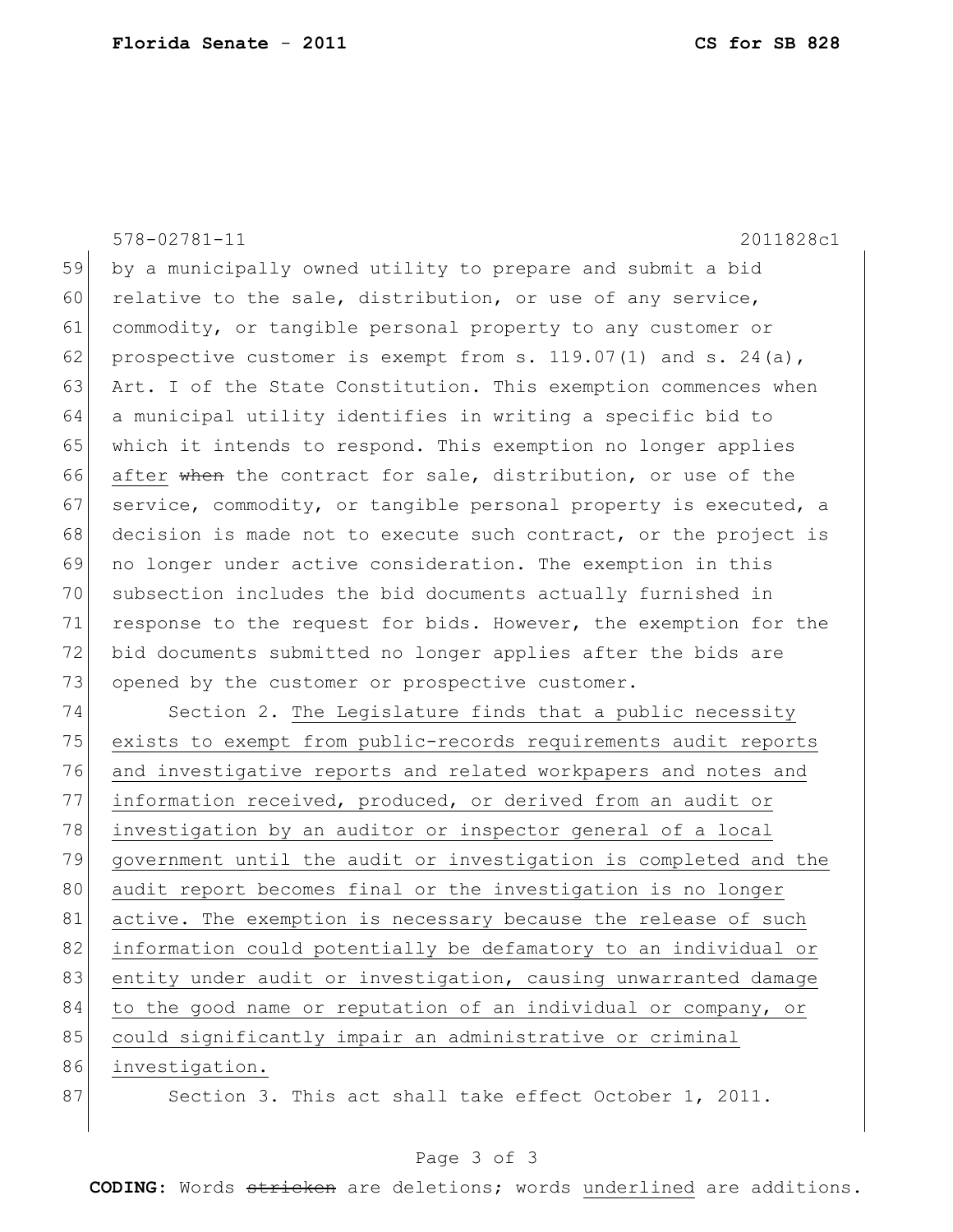578-02781-11 2011828c1

by a municipally owned utility to prepare and submit a bid relative to the sale, distribution, or use of any service, commodity, or tangible personal property to any customer or prospective customer is exempt from s. 119.07(1) and s. 24(a), Art. I of the State Constitution. This exemption commences when a municipal utility identifies in writing a specific bid to which it intends to respond. This exemption no longer applies <u>after</u> ~~when~~ the contract for sale, distribution, or use of the service, commodity, or tangible personal property is executed, a decision is made not to execute such contract, or the project is no longer under active consideration. The exemption in this subsection includes the bid documents actually furnished in response to the request for bids. However, the exemption for the bid documents submitted no longer applies after the bids are opened by the customer or prospective customer.

Section 2. <u>The Legislature finds that a public necessity exists to exempt from public-records requirements audit reports and investigative reports and related workpapers and notes and information received, produced, or derived from an audit or investigation by an auditor or inspector general of a local government until the audit or investigation is completed and the audit report becomes final or the investigation is no longer active. The exemption is necessary because the release of such information could potentially be defamatory to an individual or entity under audit or investigation, causing unwarranted damage to the good name or reputation of an individual or company, or could significantly impair an administrative or criminal investigation.</u>

Section 3. This act shall take effect October 1, 2011.

**CODING:** Words ~~stricken~~ are deletions; words <u>underlined</u> are additions.